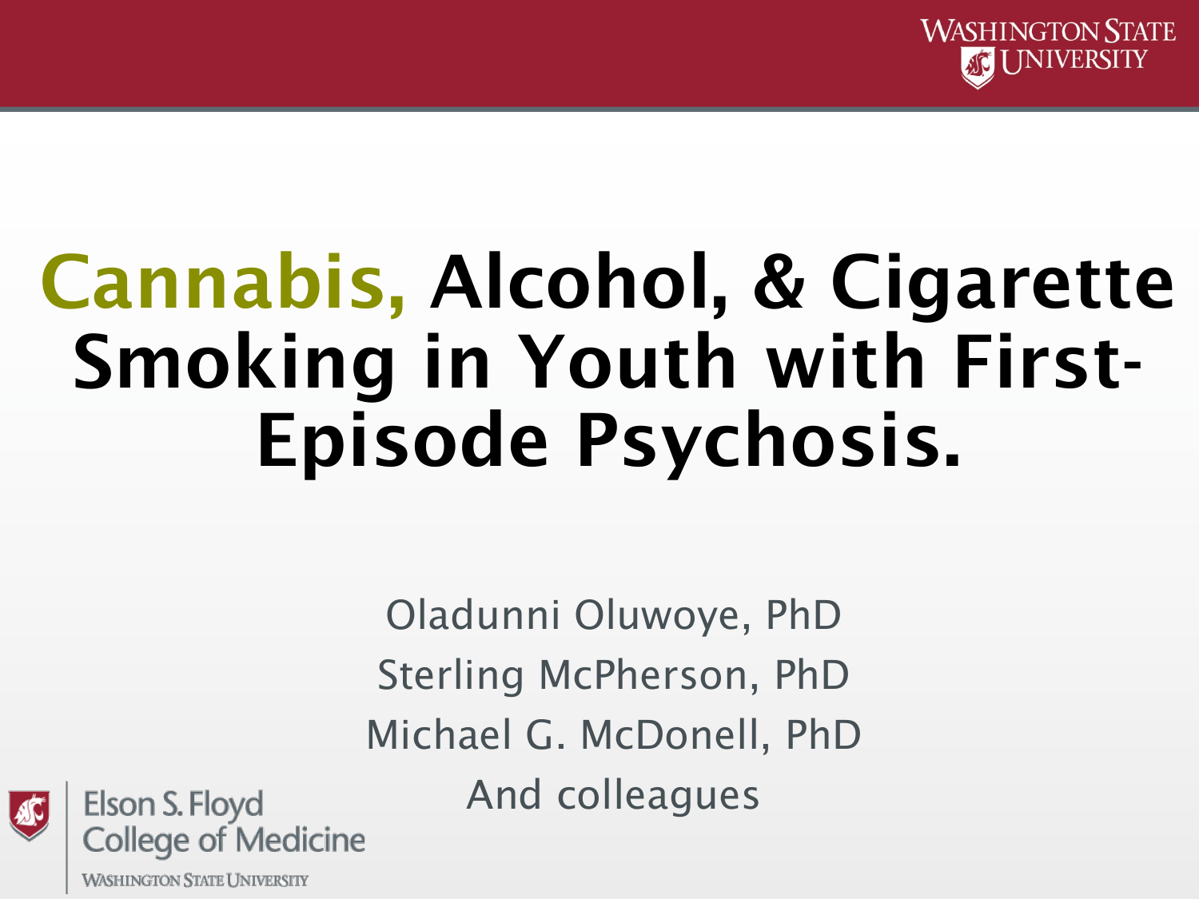# Cannabis, Alcohol, & Cigarette Smoking in Youth with First-Episode Psychosis.

Oladunni Oluwoye, PhD

Sterling McPherson, PhD

Michael G. McDonell, PhD

And colleagues

Elson S. Floyd College of Medicine

Washington State University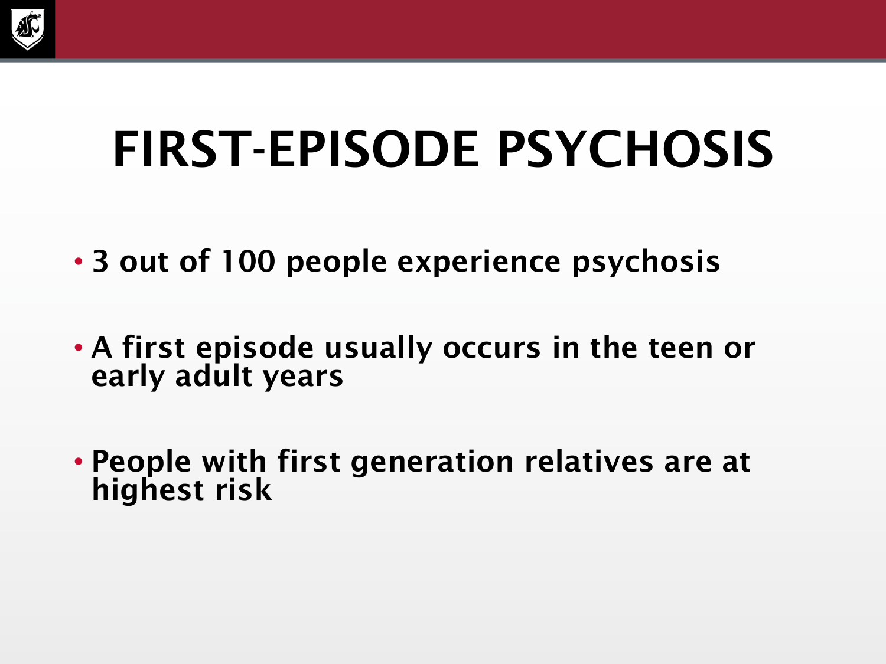# FIRST-EPISODE PSYCHOSIS

- **3 out of 100 people experience psychosis**
- **A first episode usually occurs in the teen or early adult years**
- **People with first generation relatives are at highest risk**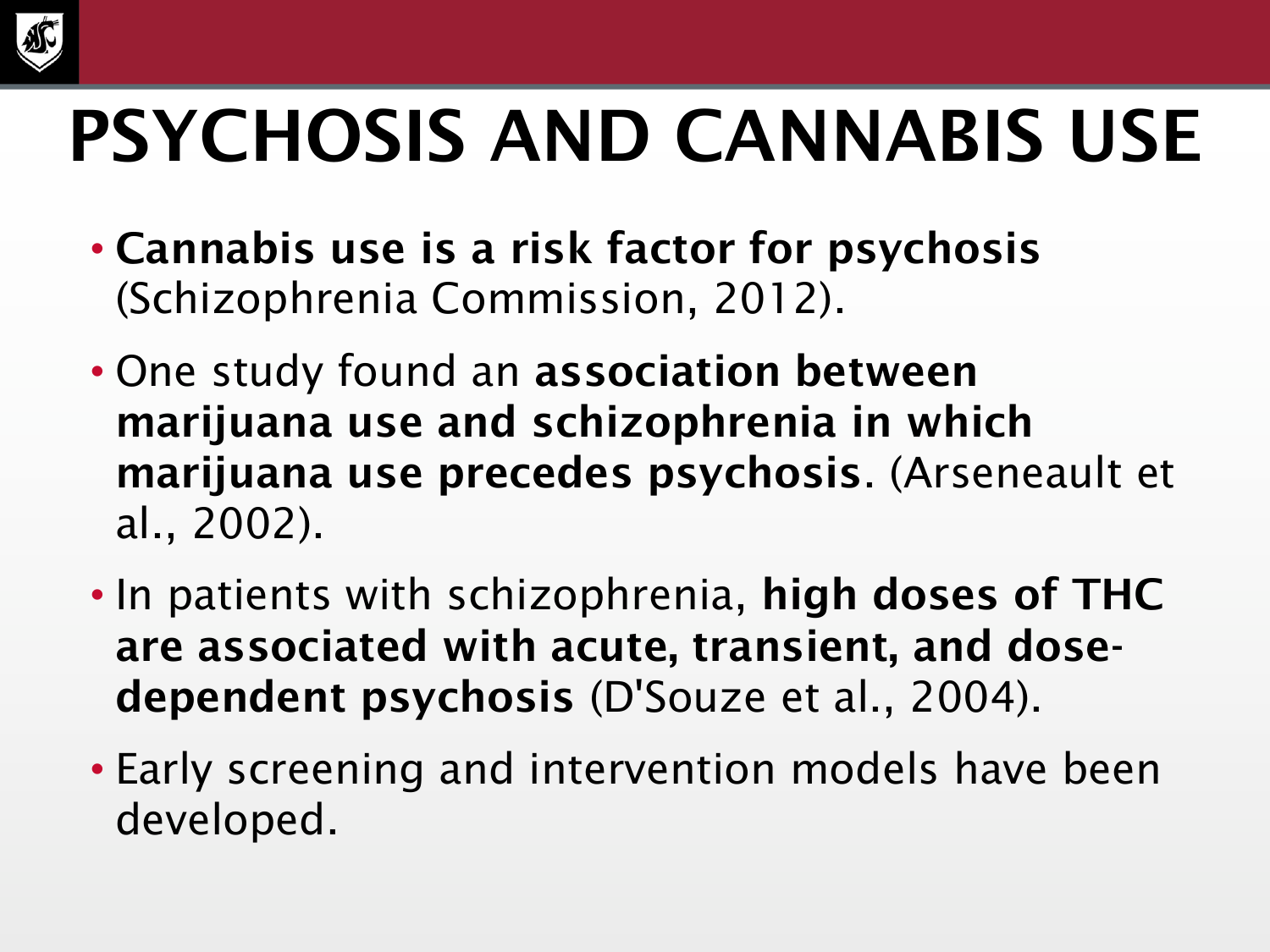# PSYCHOSIS AND CANNABIS USE

- **Cannabis use is a risk factor for psychosis** (Schizophrenia Commission, 2012).
- One study found an **association between marijuana use and schizophrenia in which marijuana use precedes psychosis**. (Arseneault et al., 2002).
- In patients with schizophrenia, **high doses of THC are associated with acute, transient, and dose-dependent psychosis** (D'Souze et al., 2004).
- Early screening and intervention models have been developed.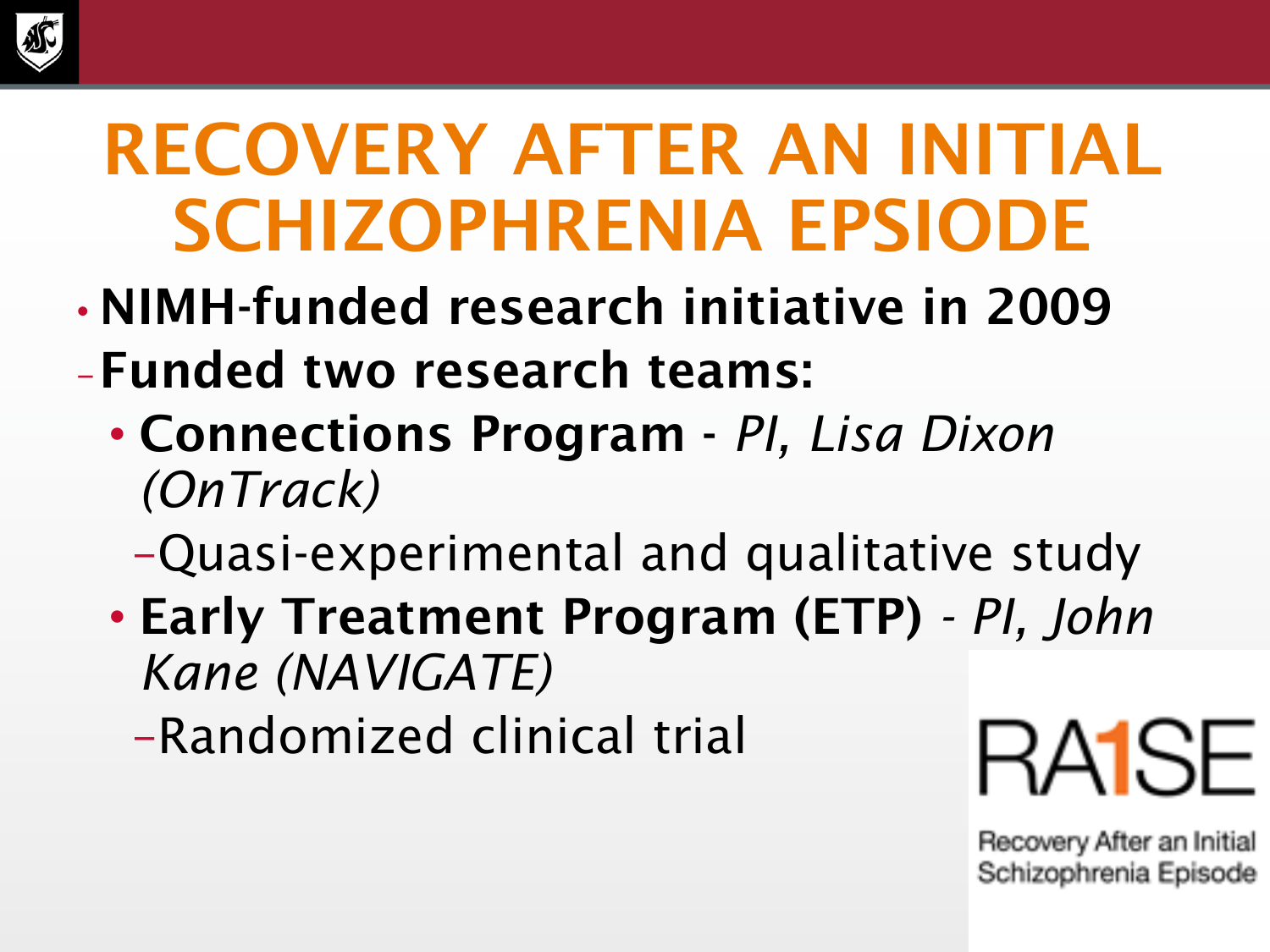# RECOVERY AFTER AN INITIAL SCHIZOPHRENIA EPSIODE

- **NIMH-funded research initiative in 2009**
  - **Funded two research teams:**
    - **Connections Program** - *PI, Lisa Dixon (OnTrack)*
      - Quasi-experimental and qualitative study
    - **Early Treatment Program (ETP)** - *PI, John Kane (NAVIGATE)*
      - Randomized clinical trial

RA1SE

Recovery After an Initial Schizophrenia Episode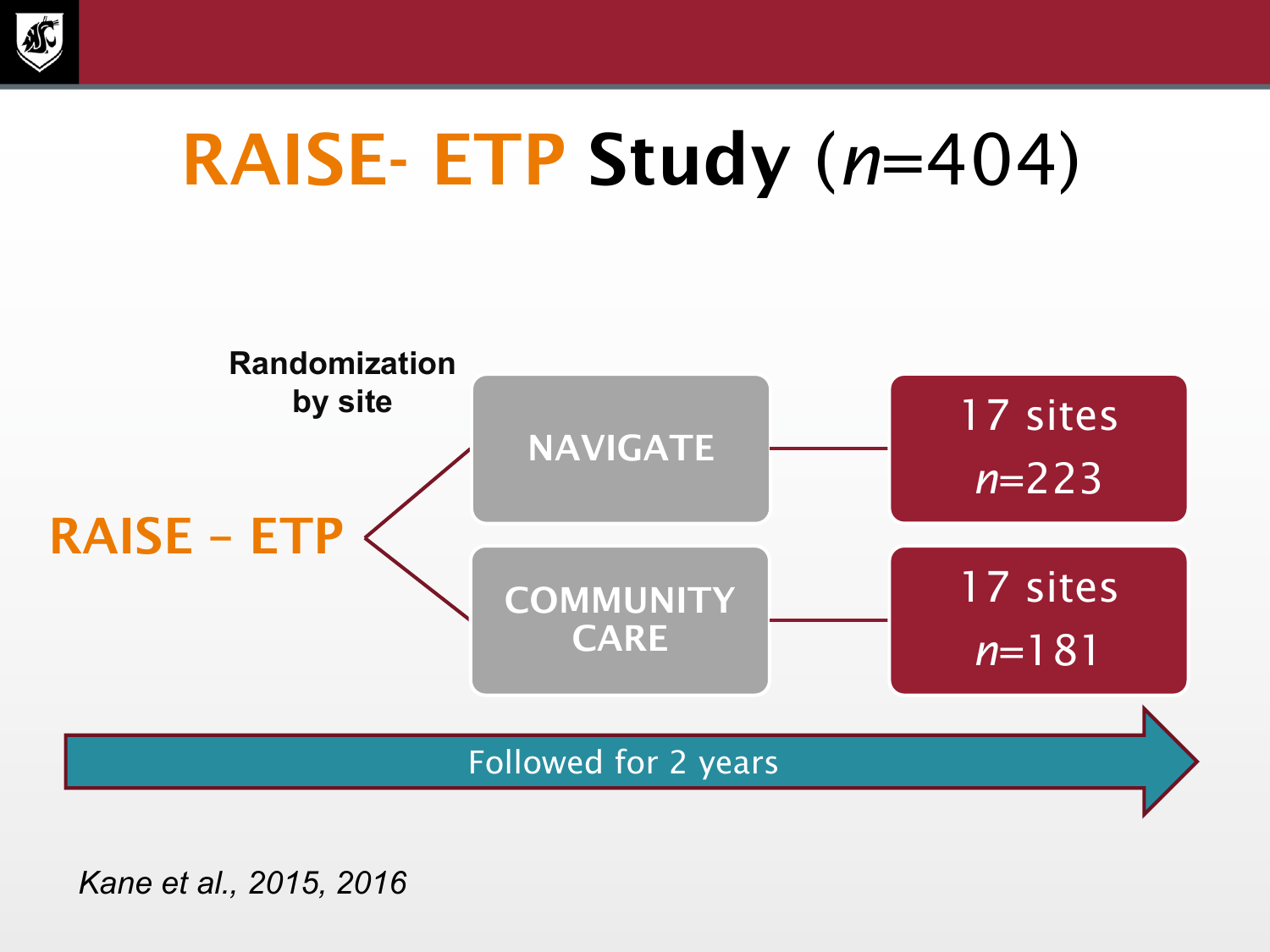# RAISE- ETP Study (*n*=404)

**Randomization by site**

RAISE – ETP

- NAVIGATE — 17 sites, *n*=223
- COMMUNITY CARE — 17 sites, *n*=181

Followed for 2 years

*Kane et al., 2015, 2016*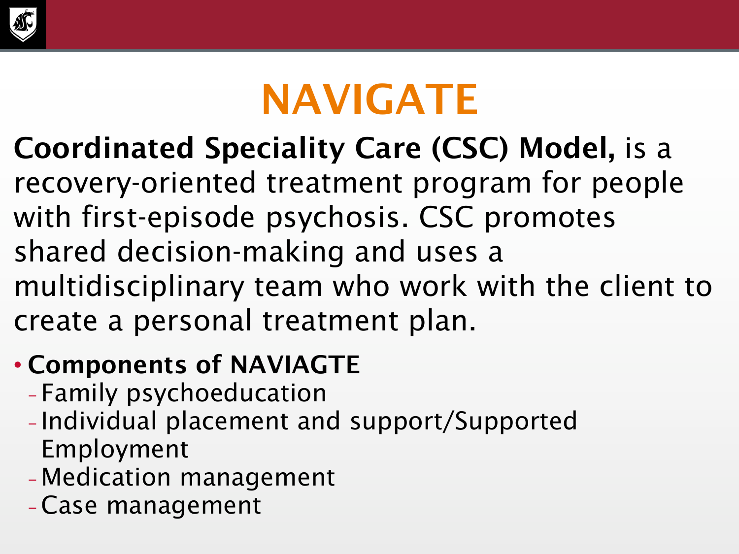# NAVIGATE

**Coordinated Speciality Care (CSC) Model,** is a recovery-oriented treatment program for people with first-episode psychosis. CSC promotes shared decision-making and uses a multidisciplinary team who work with the client to create a personal treatment plan.

- **Components of NAVIAGTE**
  - Family psychoeducation
  - Individual placement and support/Supported Employment
  - Medication management
  - Case management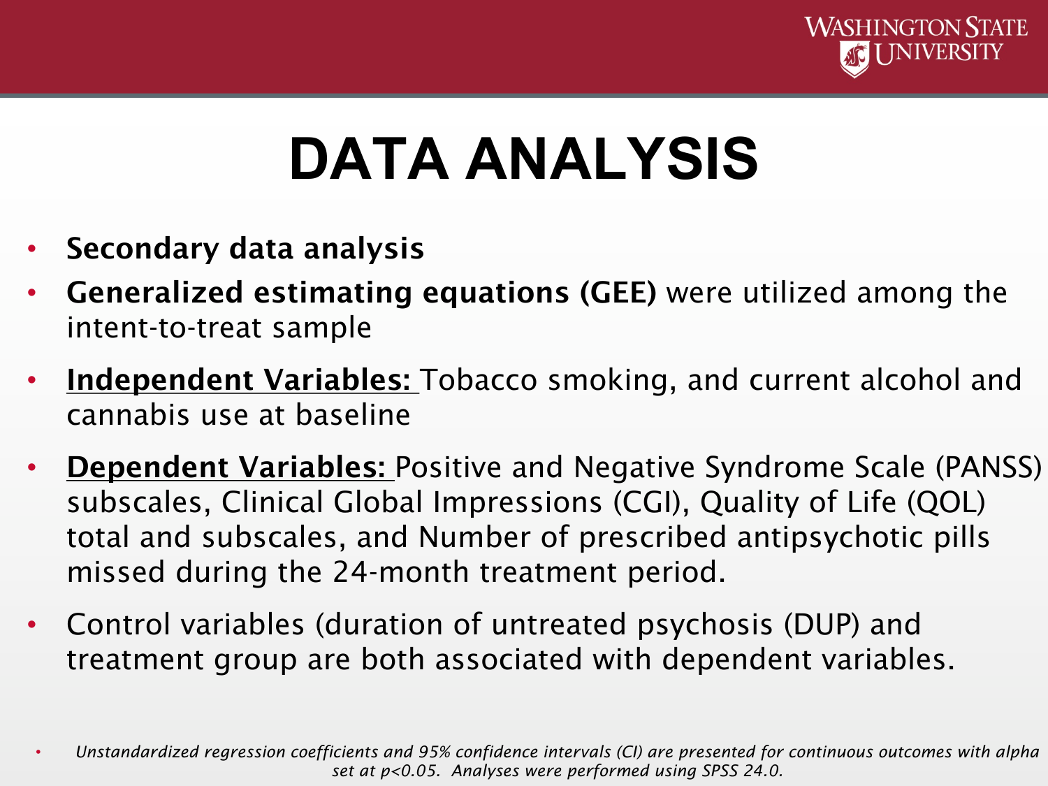# DATA ANALYSIS

- **Secondary data analysis**
- **Generalized estimating equations (GEE)** were utilized among the intent-to-treat sample
- **Independent Variables:** Tobacco smoking, and current alcohol and cannabis use at baseline
- **Dependent Variables:** Positive and Negative Syndrome Scale (PANSS) subscales, Clinical Global Impressions (CGI), Quality of Life (QOL) total and subscales, and Number of prescribed antipsychotic pills missed during the 24-month treatment period.
- Control variables (duration of untreated psychosis (DUP) and treatment group are both associated with dependent variables.

- *Unstandardized regression coefficients and 95% confidence intervals (CI) are presented for continuous outcomes with alpha set at $p<0.05$. Analyses were performed using SPSS 24.0.*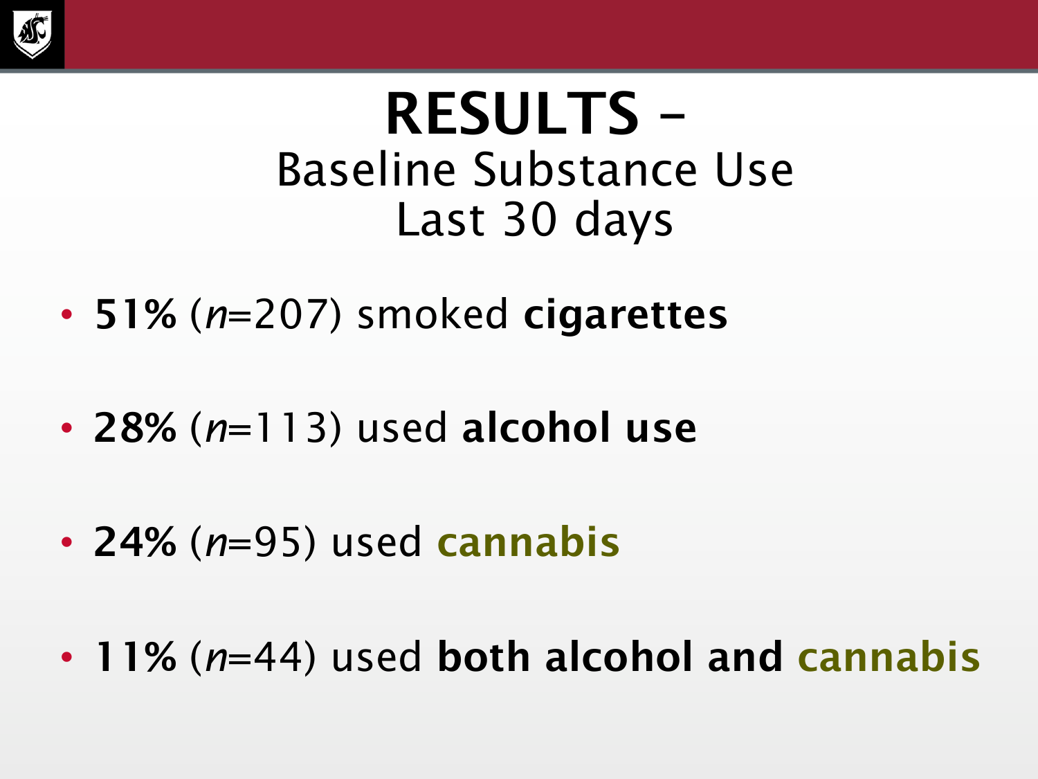# RESULTS –
## Baseline Substance Use
## Last 30 days

- **51%** (*n*=207) smoked **cigarettes**
- **28%** (*n*=113) used **alcohol use**
- **24%** (*n*=95) used **cannabis**
- **11%** (*n*=44) used **both alcohol and cannabis**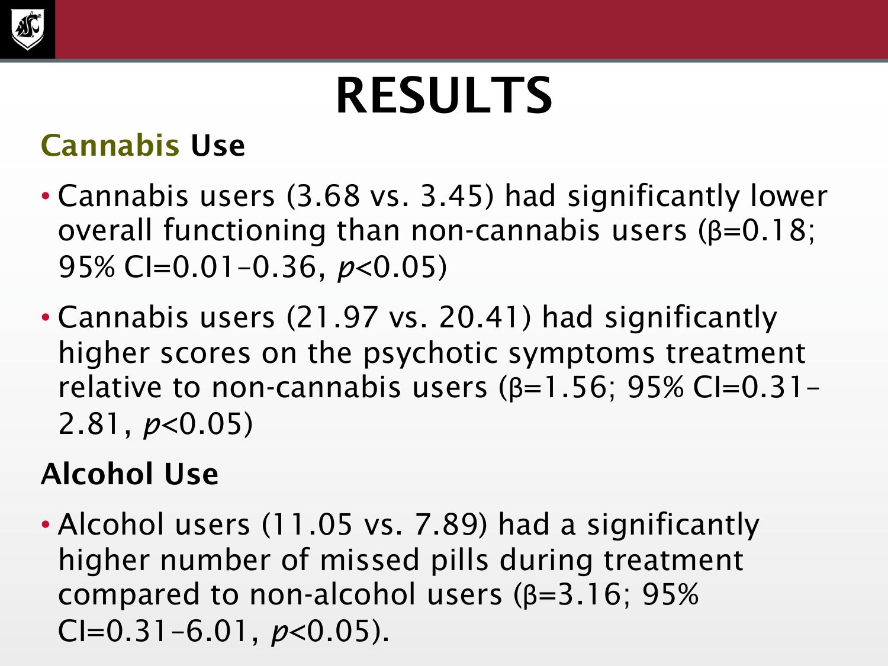# RESULTS

## Cannabis Use

- Cannabis users (3.68 vs. 3.45) had significantly lower overall functioning than non-cannabis users (β=0.18; 95% CI=0.01–0.36, $p<0.05$)
- Cannabis users (21.97 vs. 20.41) had significantly higher scores on the psychotic symptoms treatment relative to non-cannabis users (β=1.56; 95% CI=0.31–2.81, $p<0.05$)

## Alcohol Use

- Alcohol users (11.05 vs. 7.89) had a significantly higher number of missed pills during treatment compared to non-alcohol users (β=3.16; 95% CI=0.31–6.01, $p<0.05$).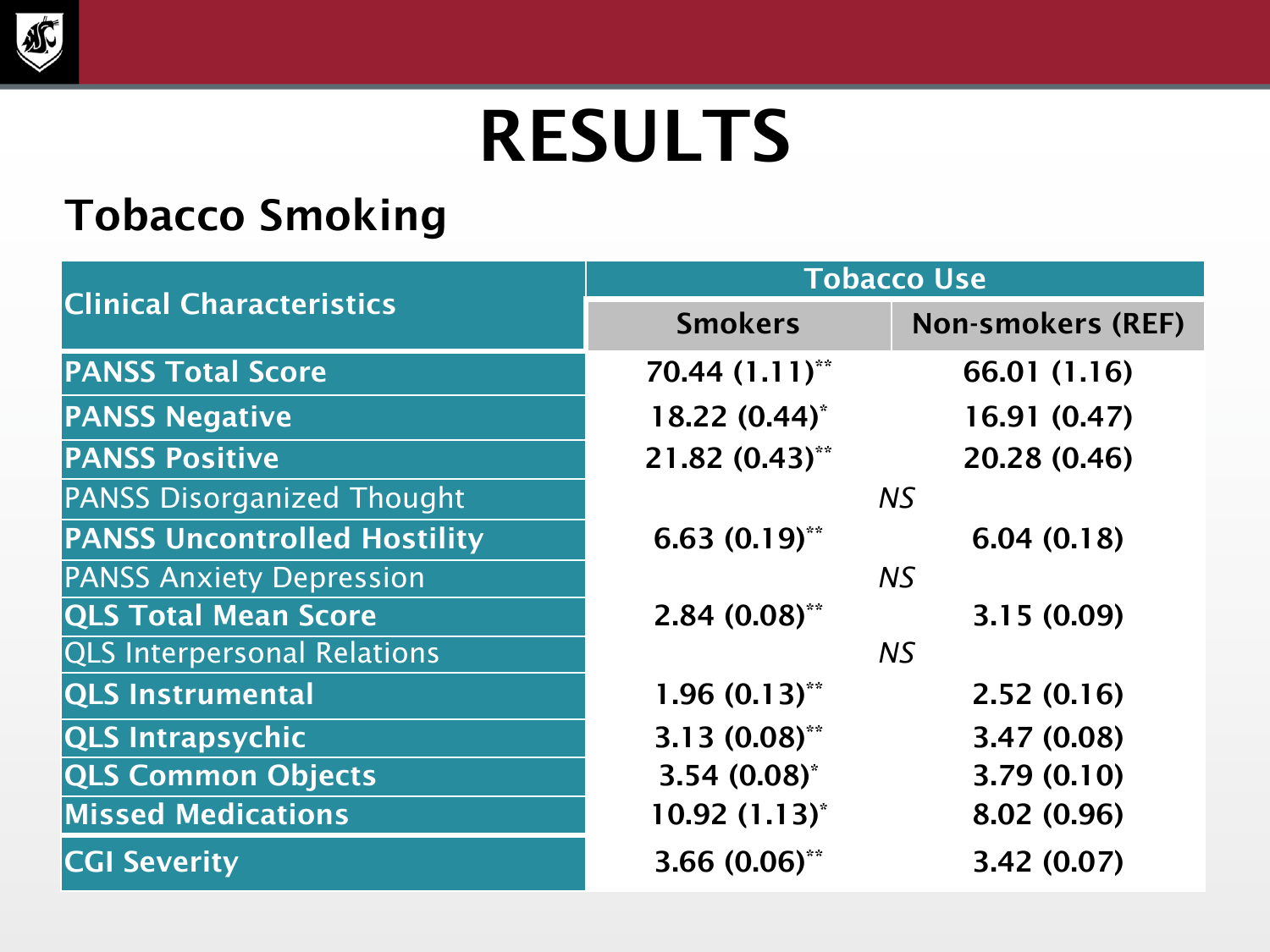# RESULTS

## Tobacco Smoking

| Clinical Characteristics | Tobacco Use | |
|---|---|---|
| | Smokers | Non-smokers (REF) |
| **PANSS Total Score** | 70.44 (1.11)** | 66.01 (1.16) |
| **PANSS Negative** | 18.22 (0.44)* | 16.91 (0.47) |
| **PANSS Positive** | 21.82 (0.43)** | 20.28 (0.46) |
| PANSS Disorganized Thought | *NS* | |
| **PANSS Uncontrolled Hostility** | 6.63 (0.19)** | 6.04 (0.18) |
| PANSS Anxiety Depression | *NS* | |
| **QLS Total Mean Score** | 2.84 (0.08)** | 3.15 (0.09) |
| QLS Interpersonal Relations | *NS* | |
| **QLS Instrumental** | 1.96 (0.13)** | 2.52 (0.16) |
| **QLS Intrapsychic** | 3.13 (0.08)** | 3.47 (0.08) |
| **QLS Common Objects** | 3.54 (0.08)* | 3.79 (0.10) |
| **Missed Medications** | 10.92 (1.13)* | 8.02 (0.96) |
| **CGI Severity** | 3.66 (0.06)** | 3.42 (0.07) |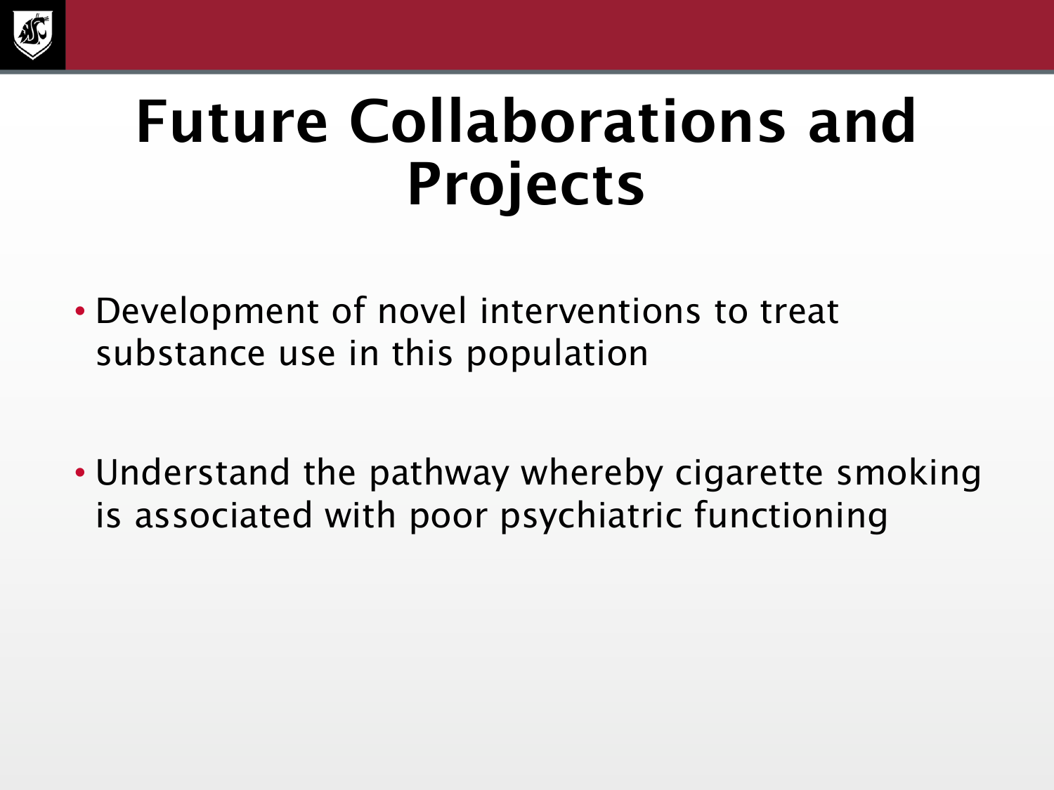# Future Collaborations and Projects

- Development of novel interventions to treat substance use in this population
- Understand the pathway whereby cigarette smoking is associated with poor psychiatric functioning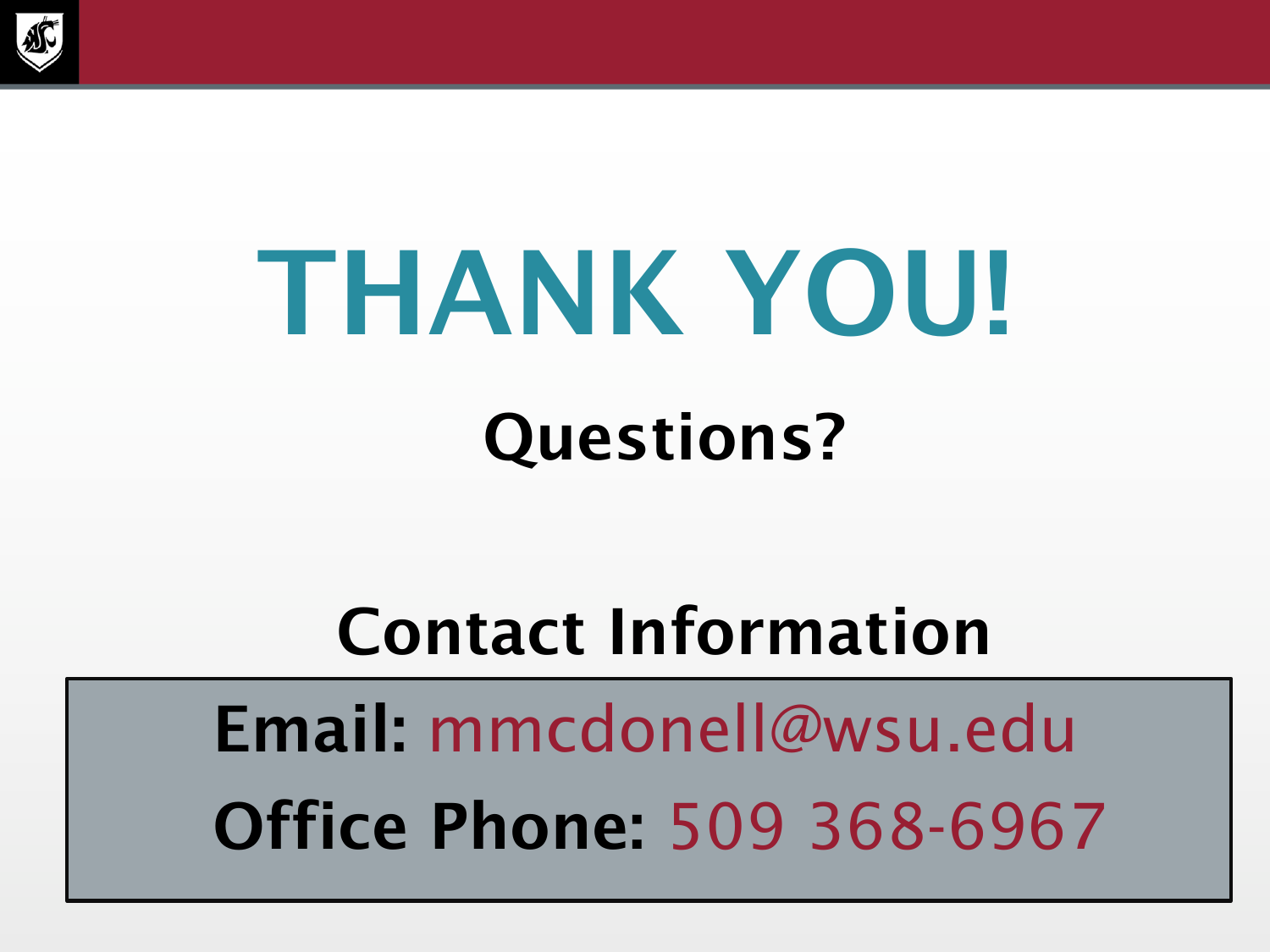# THANK YOU!

## Questions?

## Contact Information

**Email:** mmcdonell@wsu.edu

**Office Phone:** 509 368-6967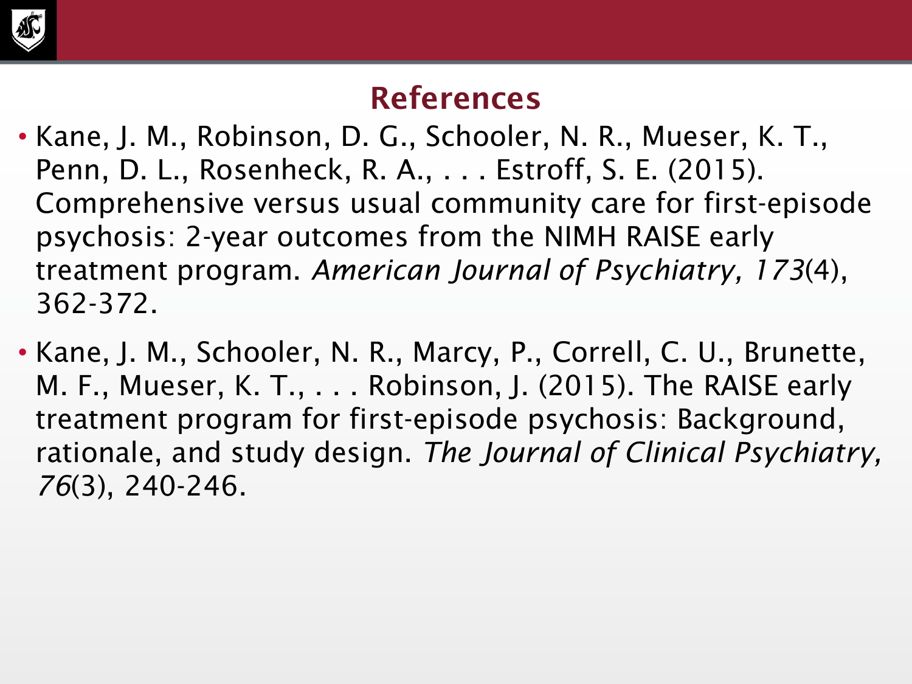## References

- Kane, J. M., Robinson, D. G., Schooler, N. R., Mueser, K. T., Penn, D. L., Rosenheck, R. A., . . . Estroff, S. E. (2015). Comprehensive versus usual community care for first-episode psychosis: 2-year outcomes from the NIMH RAISE early treatment program. *American Journal of Psychiatry, 173*(4), 362-372.
- Kane, J. M., Schooler, N. R., Marcy, P., Correll, C. U., Brunette, M. F., Mueser, K. T., . . . Robinson, J. (2015). The RAISE early treatment program for first-episode psychosis: Background, rationale, and study design. *The Journal of Clinical Psychiatry, 76*(3), 240-246.